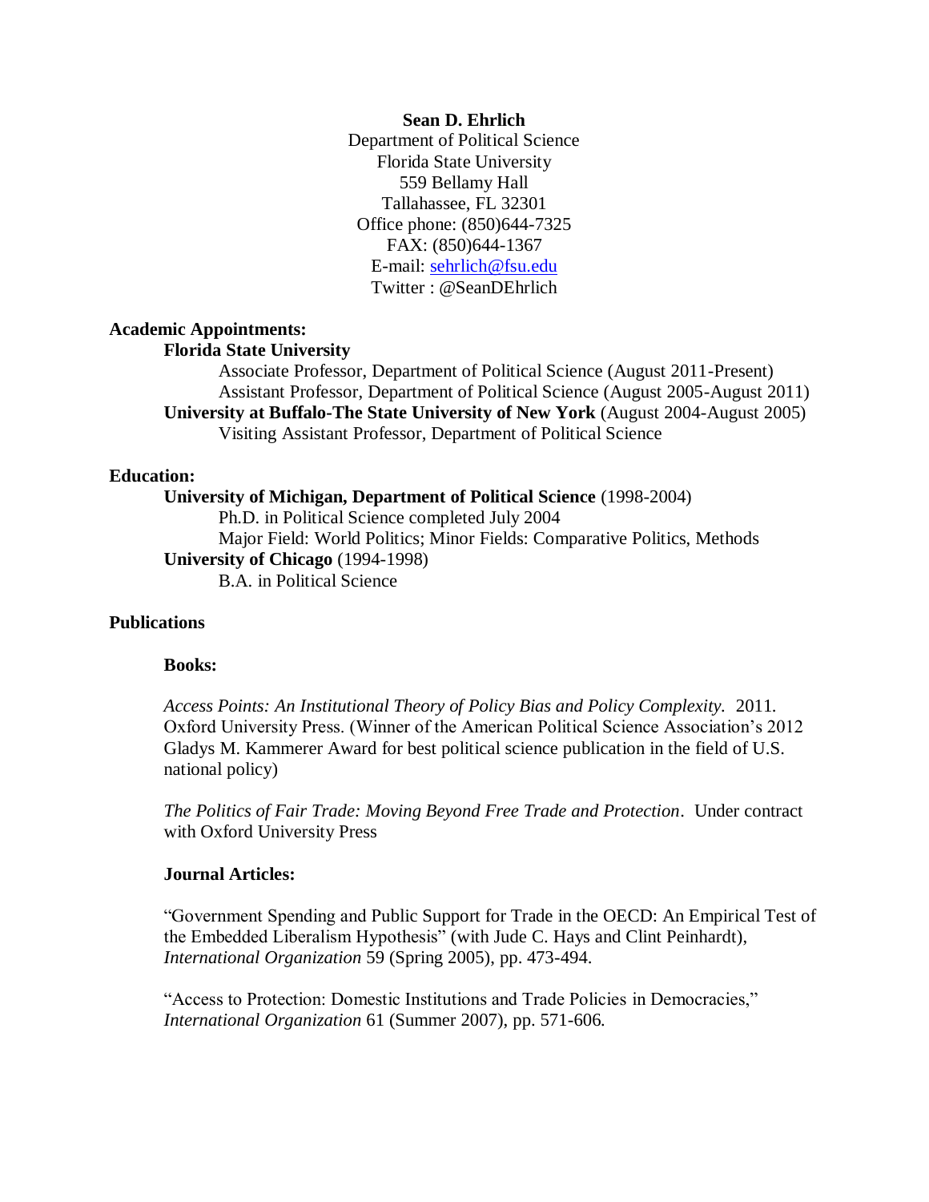**Sean D. Ehrlich**
Department of Political Science
Florida State University
559 Bellamy Hall
Tallahassee, FL 32301
Office phone: (850)644-7325
FAX: (850)644-1367
E-mail: sehrlich@fsu.edu
Twitter : @SeanDEhrlich

## Academic Appointments:

**Florida State University**

Associate Professor, Department of Political Science (August 2011-Present)
Assistant Professor, Department of Political Science (August 2005-August 2011)

**University at Buffalo-The State University of New York** (August 2004-August 2005)

Visiting Assistant Professor, Department of Political Science

## Education:

**University of Michigan, Department of Political Science** (1998-2004)

Ph.D. in Political Science completed July 2004
Major Field: World Politics; Minor Fields: Comparative Politics, Methods

**University of Chicago** (1994-1998)

B.A. in Political Science

## Publications

### Books:

*Access Points: An Institutional Theory of Policy Bias and Policy Complexity.* 2011. Oxford University Press. (Winner of the American Political Science Association's 2012 Gladys M. Kammerer Award for best political science publication in the field of U.S. national policy)

*The Politics of Fair Trade: Moving Beyond Free Trade and Protection*. Under contract with Oxford University Press

### Journal Articles:

"Government Spending and Public Support for Trade in the OECD: An Empirical Test of the Embedded Liberalism Hypothesis" (with Jude C. Hays and Clint Peinhardt), *International Organization* 59 (Spring 2005), pp. 473-494.

"Access to Protection: Domestic Institutions and Trade Policies in Democracies," *International Organization* 61 (Summer 2007), pp. 571-606.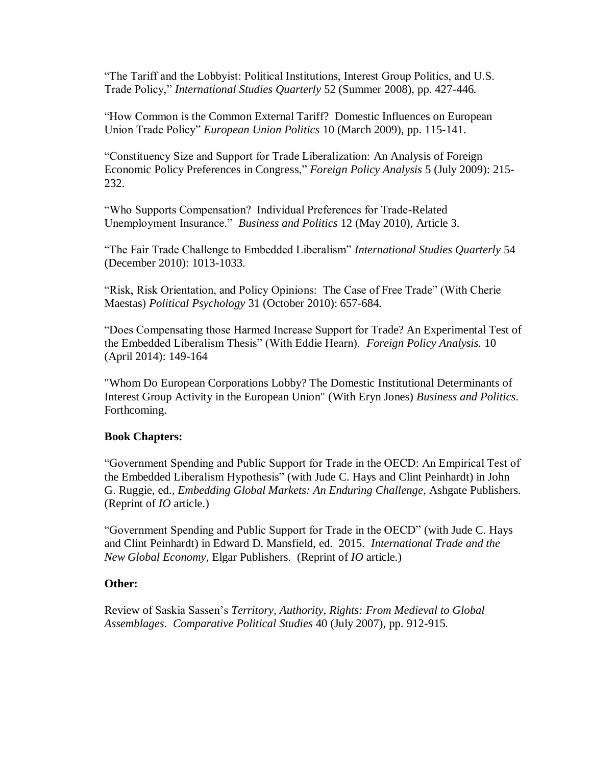"The Tariff and the Lobbyist: Political Institutions, Interest Group Politics, and U.S. Trade Policy," *International Studies Quarterly* 52 (Summer 2008), pp. 427-446.

"How Common is the Common External Tariff? Domestic Influences on European Union Trade Policy" *European Union Politics* 10 (March 2009), pp. 115-141.

"Constituency Size and Support for Trade Liberalization: An Analysis of Foreign Economic Policy Preferences in Congress," *Foreign Policy Analysis* 5 (July 2009): 215-232.

"Who Supports Compensation? Individual Preferences for Trade-Related Unemployment Insurance." *Business and Politics* 12 (May 2010), Article 3.

"The Fair Trade Challenge to Embedded Liberalism" *International Studies Quarterly* 54 (December 2010): 1013-1033.

"Risk, Risk Orientation, and Policy Opinions: The Case of Free Trade" (With Cherie Maestas) *Political Psychology* 31 (October 2010): 657-684.

"Does Compensating those Harmed Increase Support for Trade? An Experimental Test of the Embedded Liberalism Thesis" (With Eddie Hearn). *Foreign Policy Analysis.* 10 (April 2014): 149-164

"Whom Do European Corporations Lobby? The Domestic Institutional Determinants of Interest Group Activity in the European Union" (With Eryn Jones) *Business and Politics*. Forthcoming.

**Book Chapters:**

"Government Spending and Public Support for Trade in the OECD: An Empirical Test of the Embedded Liberalism Hypothesis" (with Jude C. Hays and Clint Peinhardt) in John G. Ruggie, ed., *Embedding Global Markets: An Enduring Challenge*, Ashgate Publishers. (Reprint of *IO* article.)

"Government Spending and Public Support for Trade in the OECD" (with Jude C. Hays and Clint Peinhardt) in Edward D. Mansfield, ed. 2015. *International Trade and the New Global Economy*, Elgar Publishers. (Reprint of *IO* article.)

**Other:**

Review of Saskia Sassen's *Territory, Authority, Rights: From Medieval to Global Assemblages. Comparative Political Studies* 40 (July 2007), pp. 912-915.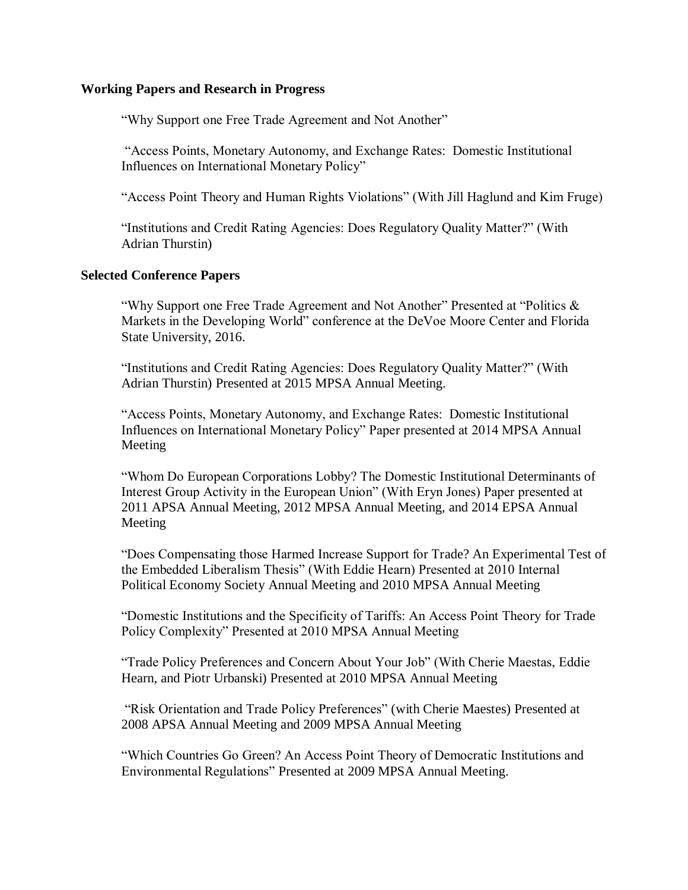**Working Papers and Research in Progress**

“Why Support one Free Trade Agreement and Not Another”

“Access Points, Monetary Autonomy, and Exchange Rates: Domestic Institutional Influences on International Monetary Policy”

“Access Point Theory and Human Rights Violations” (With Jill Haglund and Kim Fruge)

“Institutions and Credit Rating Agencies: Does Regulatory Quality Matter?” (With Adrian Thurstin)

**Selected Conference Papers**

“Why Support one Free Trade Agreement and Not Another” Presented at “Politics & Markets in the Developing World” conference at the DeVoe Moore Center and Florida State University, 2016.

“Institutions and Credit Rating Agencies: Does Regulatory Quality Matter?” (With Adrian Thurstin) Presented at 2015 MPSA Annual Meeting.

“Access Points, Monetary Autonomy, and Exchange Rates: Domestic Institutional Influences on International Monetary Policy” Paper presented at 2014 MPSA Annual Meeting

“Whom Do European Corporations Lobby? The Domestic Institutional Determinants of Interest Group Activity in the European Union” (With Eryn Jones) Paper presented at 2011 APSA Annual Meeting, 2012 MPSA Annual Meeting, and 2014 EPSA Annual Meeting

“Does Compensating those Harmed Increase Support for Trade? An Experimental Test of the Embedded Liberalism Thesis” (With Eddie Hearn) Presented at 2010 Internal Political Economy Society Annual Meeting and 2010 MPSA Annual Meeting

“Domestic Institutions and the Specificity of Tariffs: An Access Point Theory for Trade Policy Complexity” Presented at 2010 MPSA Annual Meeting

“Trade Policy Preferences and Concern About Your Job” (With Cherie Maestas, Eddie Hearn, and Piotr Urbanski) Presented at 2010 MPSA Annual Meeting

“Risk Orientation and Trade Policy Preferences” (with Cherie Maestes) Presented at 2008 APSA Annual Meeting and 2009 MPSA Annual Meeting

“Which Countries Go Green? An Access Point Theory of Democratic Institutions and Environmental Regulations” Presented at 2009 MPSA Annual Meeting.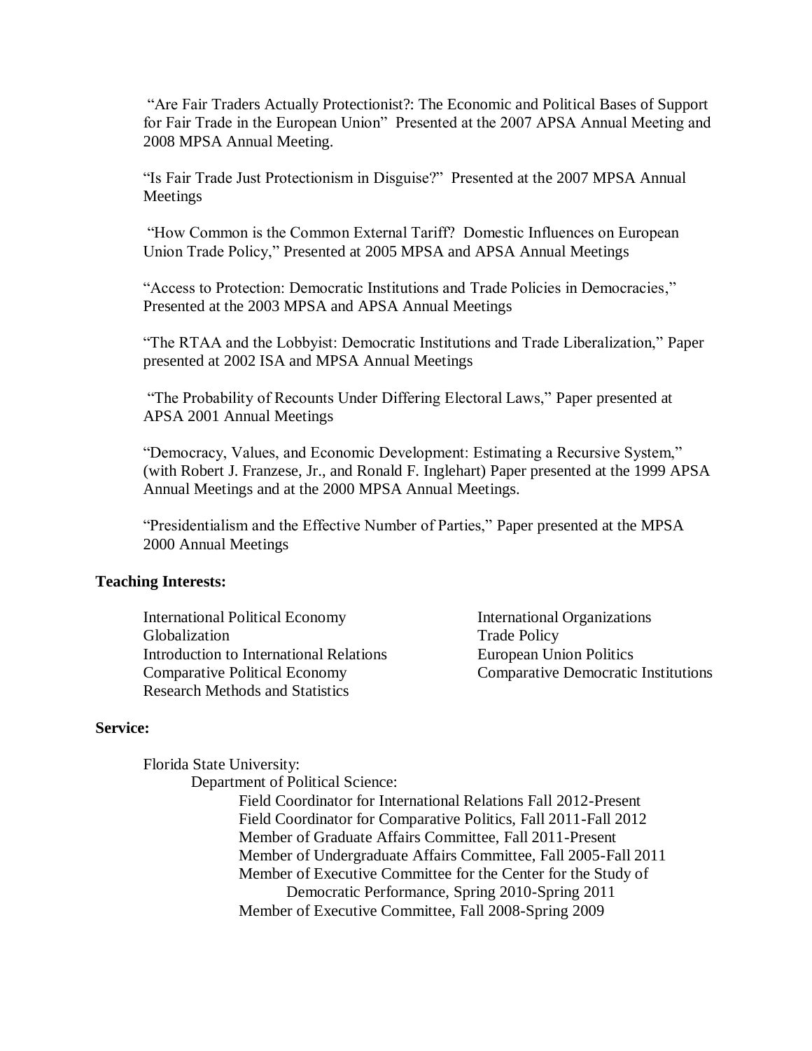"Are Fair Traders Actually Protectionist?: The Economic and Political Bases of Support for Fair Trade in the European Union" Presented at the 2007 APSA Annual Meeting and 2008 MPSA Annual Meeting.

"Is Fair Trade Just Protectionism in Disguise?" Presented at the 2007 MPSA Annual Meetings

"How Common is the Common External Tariff? Domestic Influences on European Union Trade Policy," Presented at 2005 MPSA and APSA Annual Meetings

"Access to Protection: Democratic Institutions and Trade Policies in Democracies," Presented at the 2003 MPSA and APSA Annual Meetings

"The RTAA and the Lobbyist: Democratic Institutions and Trade Liberalization," Paper presented at 2002 ISA and MPSA Annual Meetings

"The Probability of Recounts Under Differing Electoral Laws," Paper presented at APSA 2001 Annual Meetings

"Democracy, Values, and Economic Development: Estimating a Recursive System," (with Robert J. Franzese, Jr., and Ronald F. Inglehart) Paper presented at the 1999 APSA Annual Meetings and at the 2000 MPSA Annual Meetings.

"Presidentialism and the Effective Number of Parties," Paper presented at the MPSA 2000 Annual Meetings

**Teaching Interests:**

- International Political Economy
- Globalization
- Introduction to International Relations
- Comparative Political Economy
- Research Methods and Statistics
- International Organizations
- Trade Policy
- European Union Politics
- Comparative Democratic Institutions

**Service:**

Florida State University:
- Department of Political Science:
  - Field Coordinator for International Relations Fall 2012-Present
  - Field Coordinator for Comparative Politics, Fall 2011-Fall 2012
  - Member of Graduate Affairs Committee, Fall 2011-Present
  - Member of Undergraduate Affairs Committee, Fall 2005-Fall 2011
  - Member of Executive Committee for the Center for the Study of Democratic Performance, Spring 2010-Spring 2011
  - Member of Executive Committee, Fall 2008-Spring 2009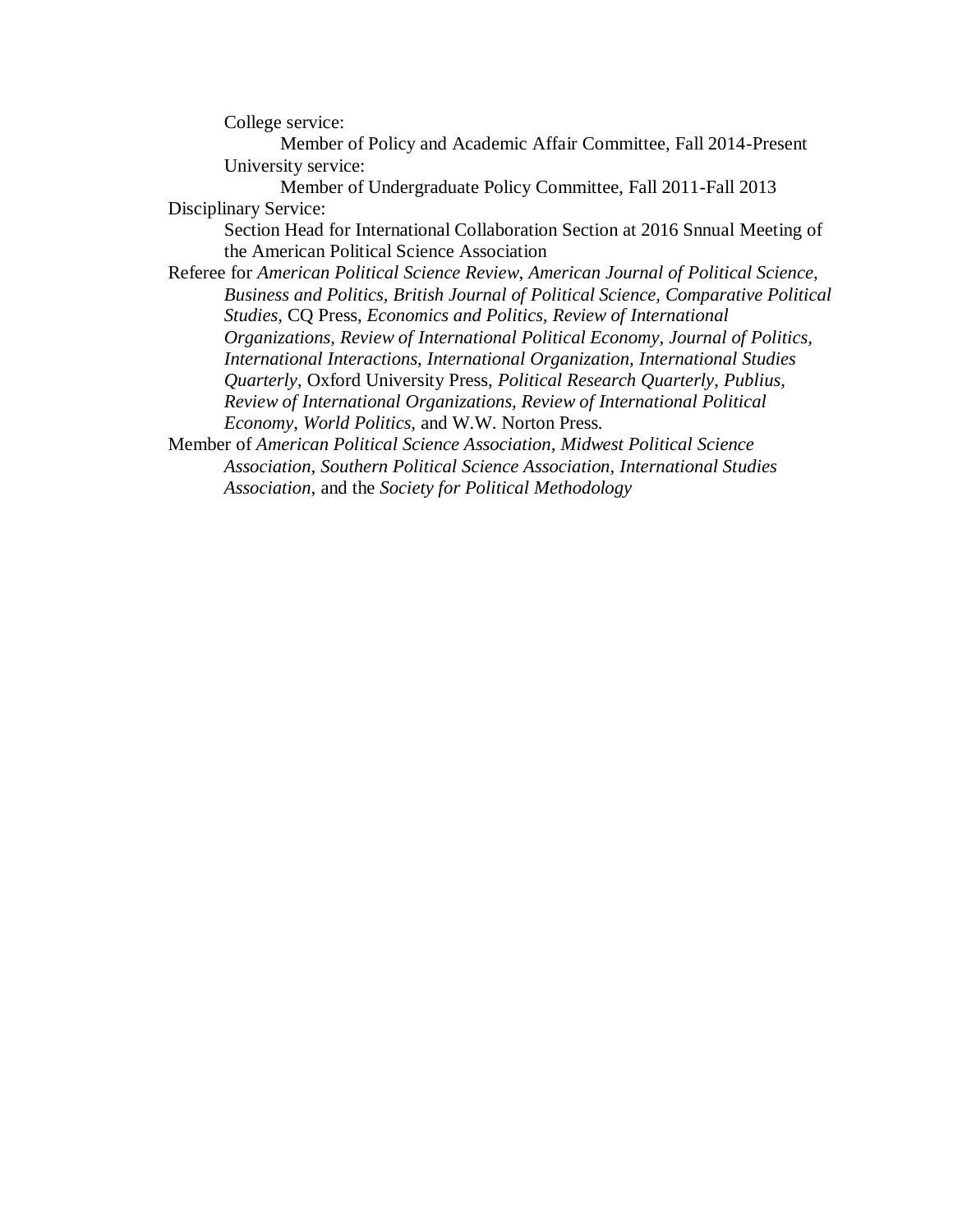College service:

Member of Policy and Academic Affair Committee, Fall 2014-Present

University service:

Member of Undergraduate Policy Committee, Fall 2011-Fall 2013

Disciplinary Service:

Section Head for International Collaboration Section at 2016 Snnual Meeting of the American Political Science Association

Referee for *American Political Science Review*, *American Journal of Political Science, Business and Politics, British Journal of Political Science, Comparative Political Studies*, CQ Press, *Economics and Politics, Review of International Organizations, Review of International Political Economy*, *Journal of Politics*, *International Interactions, International Organization, International Studies Quarterly,* Oxford University Press, *Political Research Quarterly*, *Publius, Review of International Organizations, Review of International Political Economy, World Politics,* and W.W. Norton Press.

Member of *American Political Science Association, Midwest Political Science Association, Southern Political Science Association, International Studies Association,* and the *Society for Political Methodology*